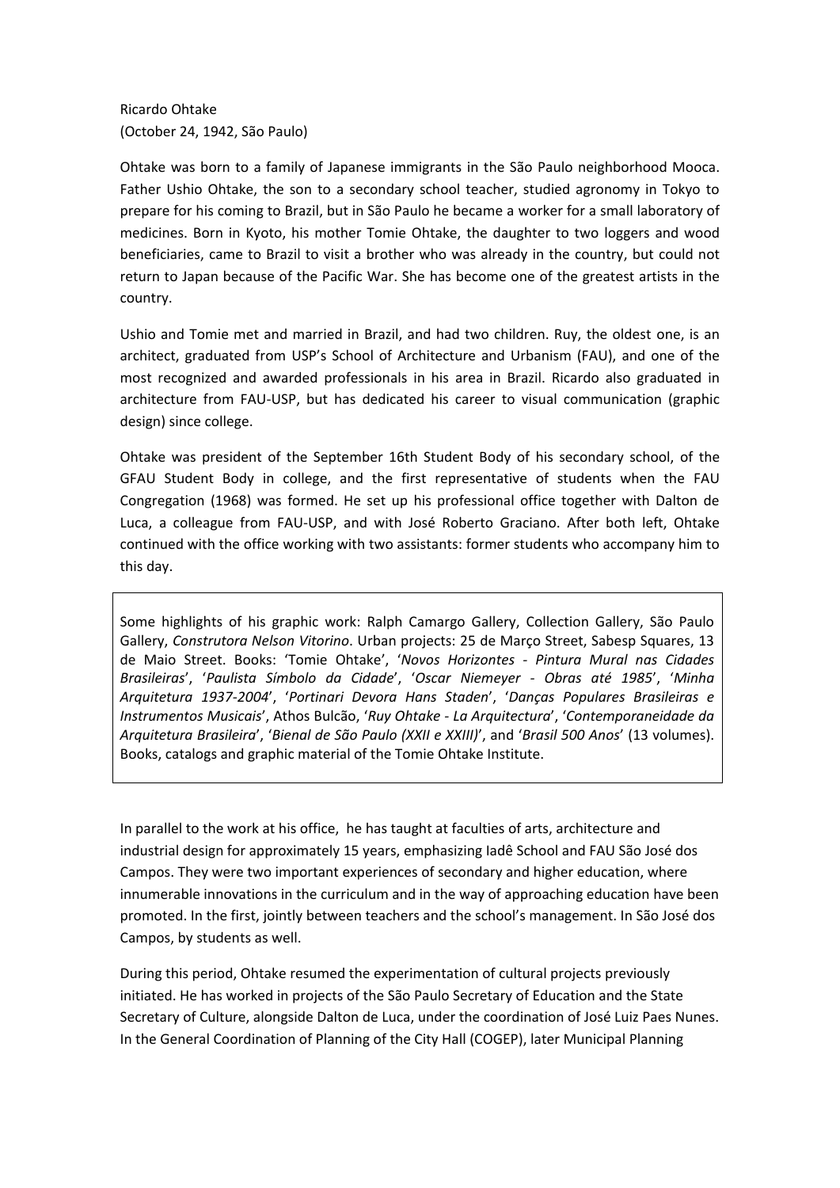Ricardo Ohtake
(October 24, 1942, São Paulo)

Ohtake was born to a family of Japanese immigrants in the São Paulo neighborhood Mooca. Father Ushio Ohtake, the son to a secondary school teacher, studied agronomy in Tokyo to prepare for his coming to Brazil, but in São Paulo he became a worker for a small laboratory of medicines. Born in Kyoto, his mother Tomie Ohtake, the daughter to two loggers and wood beneficiaries, came to Brazil to visit a brother who was already in the country, but could not return to Japan because of the Pacific War. She has become one of the greatest artists in the country.

Ushio and Tomie met and married in Brazil, and had two children. Ruy, the oldest one, is an architect, graduated from USP's School of Architecture and Urbanism (FAU), and one of the most recognized and awarded professionals in his area in Brazil. Ricardo also graduated in architecture from FAU-USP, but has dedicated his career to visual communication (graphic design) since college.

Ohtake was president of the September 16th Student Body of his secondary school, of the GFAU Student Body in college, and the first representative of students when the FAU Congregation (1968) was formed. He set up his professional office together with Dalton de Luca, a colleague from FAU-USP, and with José Roberto Graciano. After both left, Ohtake continued with the office working with two assistants: former students who accompany him to this day.

Some highlights of his graphic work: Ralph Camargo Gallery, Collection Gallery, São Paulo Gallery, *Construtora Nelson Vitorino*. Urban projects: 25 de Março Street, Sabesp Squares, 13 de Maio Street. Books: 'Tomie Ohtake', '*Novos Horizontes - Pintura Mural nas Cidades Brasileiras*', '*Paulista Símbolo da Cidade*', '*Oscar Niemeyer - Obras até 1985*', '*Minha Arquitetura 1937-2004*', '*Portinari Devora Hans Staden*', '*Danças Populares Brasileiras e Instrumentos Musicais*', Athos Bulcão, '*Ruy Ohtake - La Arquitectura*', '*Contemporaneidade da Arquitetura Brasileira*', '*Bienal de São Paulo (XXII e XXIII)*', and '*Brasil 500 Anos*' (13 volumes). Books, catalogs and graphic material of the Tomie Ohtake Institute.

In parallel to the work at his office, he has taught at faculties of arts, architecture and industrial design for approximately 15 years, emphasizing Iadê School and FAU São José dos Campos. They were two important experiences of secondary and higher education, where innumerable innovations in the curriculum and in the way of approaching education have been promoted. In the first, jointly between teachers and the school's management. In São José dos Campos, by students as well.

During this period, Ohtake resumed the experimentation of cultural projects previously initiated. He has worked in projects of the São Paulo Secretary of Education and the State Secretary of Culture, alongside Dalton de Luca, under the coordination of José Luiz Paes Nunes. In the General Coordination of Planning of the City Hall (COGEP), later Municipal Planning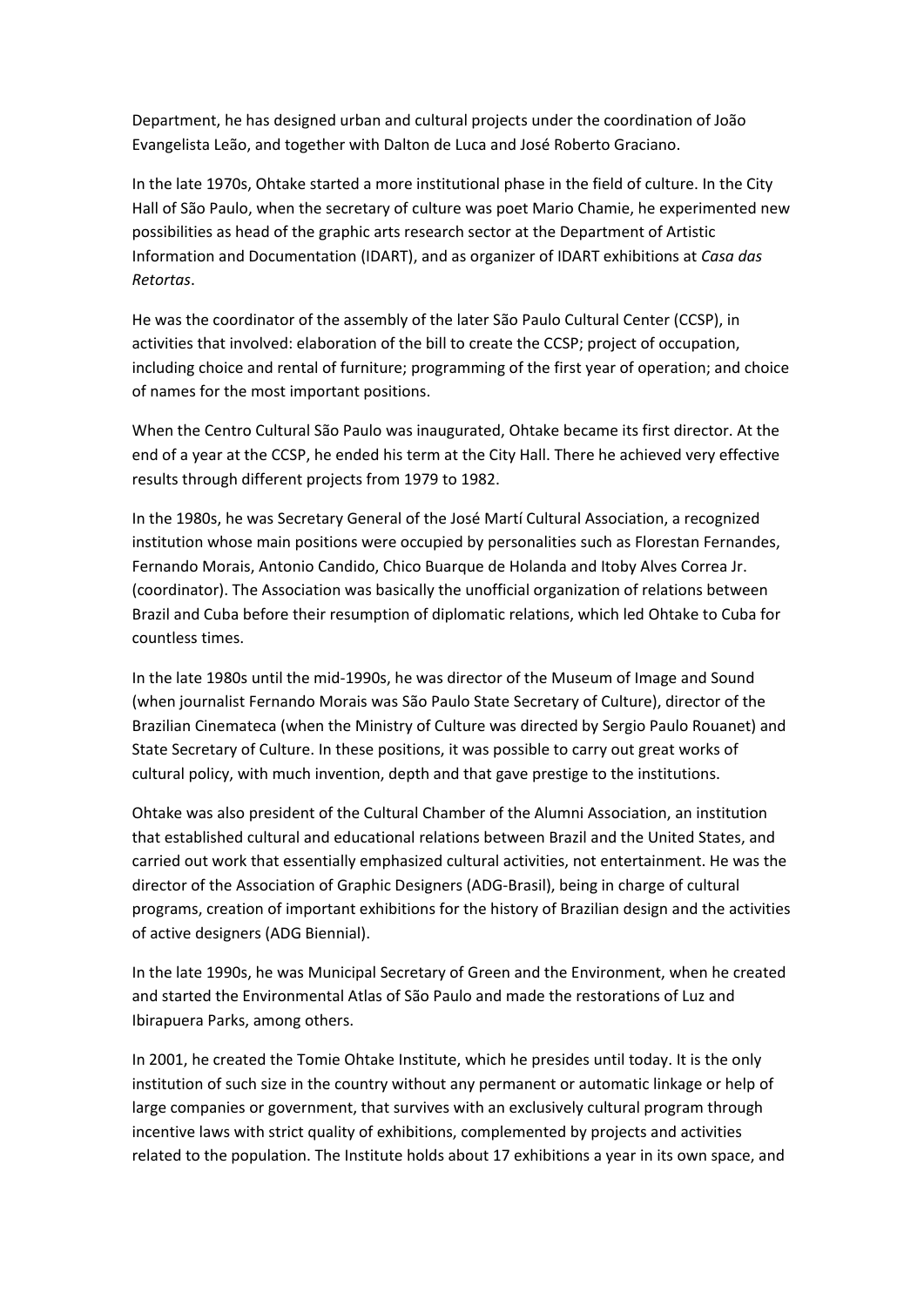Department, he has designed urban and cultural projects under the coordination of João Evangelista Leão, and together with Dalton de Luca and José Roberto Graciano.

In the late 1970s, Ohtake started a more institutional phase in the field of culture. In the City Hall of São Paulo, when the secretary of culture was poet Mario Chamie, he experimented new possibilities as head of the graphic arts research sector at the Department of Artistic Information and Documentation (IDART), and as organizer of IDART exhibitions at *Casa das Retortas*.

He was the coordinator of the assembly of the later São Paulo Cultural Center (CCSP), in activities that involved: elaboration of the bill to create the CCSP; project of occupation, including choice and rental of furniture; programming of the first year of operation; and choice of names for the most important positions.

When the Centro Cultural São Paulo was inaugurated, Ohtake became its first director. At the end of a year at the CCSP, he ended his term at the City Hall. There he achieved very effective results through different projects from 1979 to 1982.

In the 1980s, he was Secretary General of the José Martí Cultural Association, a recognized institution whose main positions were occupied by personalities such as Florestan Fernandes, Fernando Morais, Antonio Candido, Chico Buarque de Holanda and Itoby Alves Correa Jr. (coordinator). The Association was basically the unofficial organization of relations between Brazil and Cuba before their resumption of diplomatic relations, which led Ohtake to Cuba for countless times.

In the late 1980s until the mid-1990s, he was director of the Museum of Image and Sound (when journalist Fernando Morais was São Paulo State Secretary of Culture), director of the Brazilian Cinemateca (when the Ministry of Culture was directed by Sergio Paulo Rouanet) and State Secretary of Culture. In these positions, it was possible to carry out great works of cultural policy, with much invention, depth and that gave prestige to the institutions.

Ohtake was also president of the Cultural Chamber of the Alumni Association, an institution that established cultural and educational relations between Brazil and the United States, and carried out work that essentially emphasized cultural activities, not entertainment. He was the director of the Association of Graphic Designers (ADG-Brasil), being in charge of cultural programs, creation of important exhibitions for the history of Brazilian design and the activities of active designers (ADG Biennial).

In the late 1990s, he was Municipal Secretary of Green and the Environment, when he created and started the Environmental Atlas of São Paulo and made the restorations of Luz and Ibirapuera Parks, among others.

In 2001, he created the Tomie Ohtake Institute, which he presides until today. It is the only institution of such size in the country without any permanent or automatic linkage or help of large companies or government, that survives with an exclusively cultural program through incentive laws with strict quality of exhibitions, complemented by projects and activities related to the population. The Institute holds about 17 exhibitions a year in its own space, and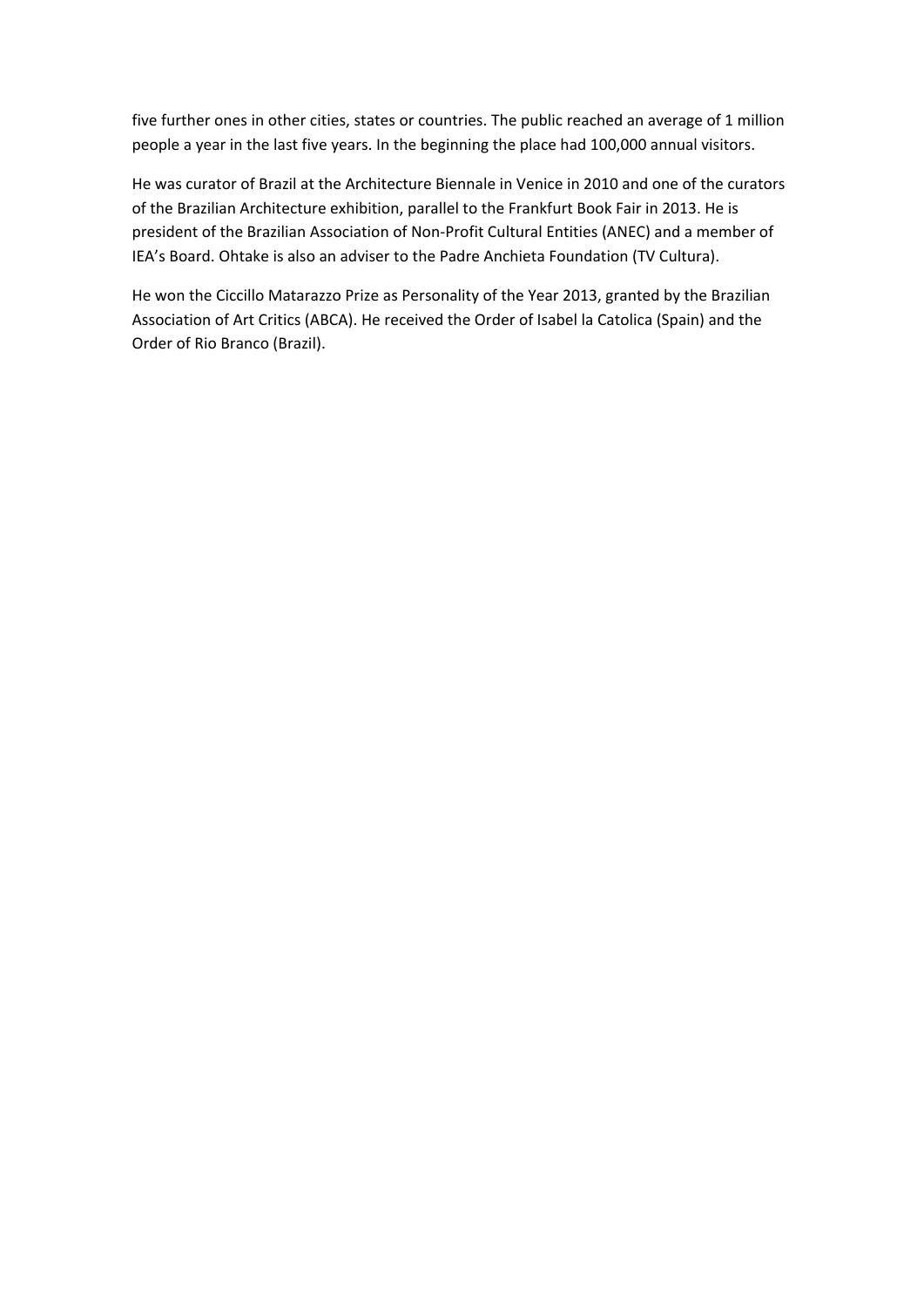five further ones in other cities, states or countries. The public reached an average of 1 million people a year in the last five years. In the beginning the place had 100,000 annual visitors.

He was curator of Brazil at the Architecture Biennale in Venice in 2010 and one of the curators of the Brazilian Architecture exhibition, parallel to the Frankfurt Book Fair in 2013. He is president of the Brazilian Association of Non-Profit Cultural Entities (ANEC) and a member of IEA's Board. Ohtake is also an adviser to the Padre Anchieta Foundation (TV Cultura).

He won the Ciccillo Matarazzo Prize as Personality of the Year 2013, granted by the Brazilian Association of Art Critics (ABCA). He received the Order of Isabel la Catolica (Spain) and the Order of Rio Branco (Brazil).